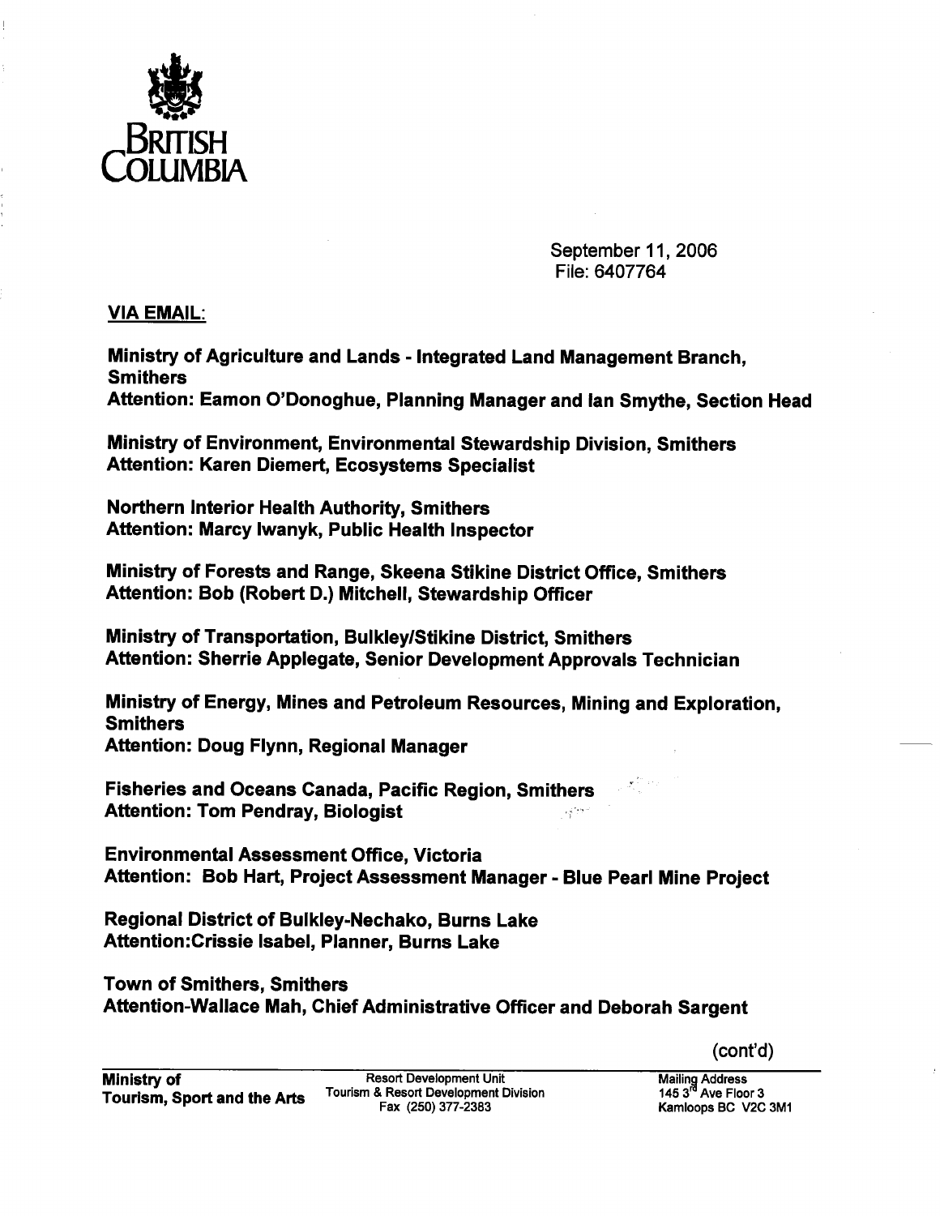BRITISH COLUMBIA

September 11, 2006
File: 6407764

**VIA EMAIL:**

**Ministry of Agriculture and Lands - Integrated Land Management Branch, Smithers**
**Attention: Eamon O'Donoghue, Planning Manager and Ian Smythe, Section Head**

**Ministry of Environment, Environmental Stewardship Division, Smithers**
**Attention: Karen Diemert, Ecosystems Specialist**

**Northern Interior Health Authority, Smithers**
**Attention: Marcy Iwanyk, Public Health Inspector**

**Ministry of Forests and Range, Skeena Stikine District Office, Smithers**
**Attention: Bob (Robert D.) Mitchell, Stewardship Officer**

**Ministry of Transportation, Bulkley/Stikine District, Smithers**
**Attention: Sherrie Applegate, Senior Development Approvals Technician**

**Ministry of Energy, Mines and Petroleum Resources, Mining and Exploration, Smithers**
**Attention: Doug Flynn, Regional Manager**

**Fisheries and Oceans Canada, Pacific Region, Smithers**
**Attention: Tom Pendray, Biologist**

**Environmental Assessment Office, Victoria**
**Attention: Bob Hart, Project Assessment Manager - Blue Pearl Mine Project**

**Regional District of Bulkley-Nechako, Burns Lake**
**Attention:Crissie Isabel, Planner, Burns Lake**

**Town of Smithers, Smithers**
**Attention-Wallace Mah, Chief Administrative Officer and Deborah Sargent**

(cont'd)

**Ministry of Tourism, Sport and the Arts** | Resort Development Unit, Tourism & Resort Development Division, Fax (250) 377-2383 | Mailing Address: 145 3rd Ave Floor 3, Kamloops BC V2C 3M1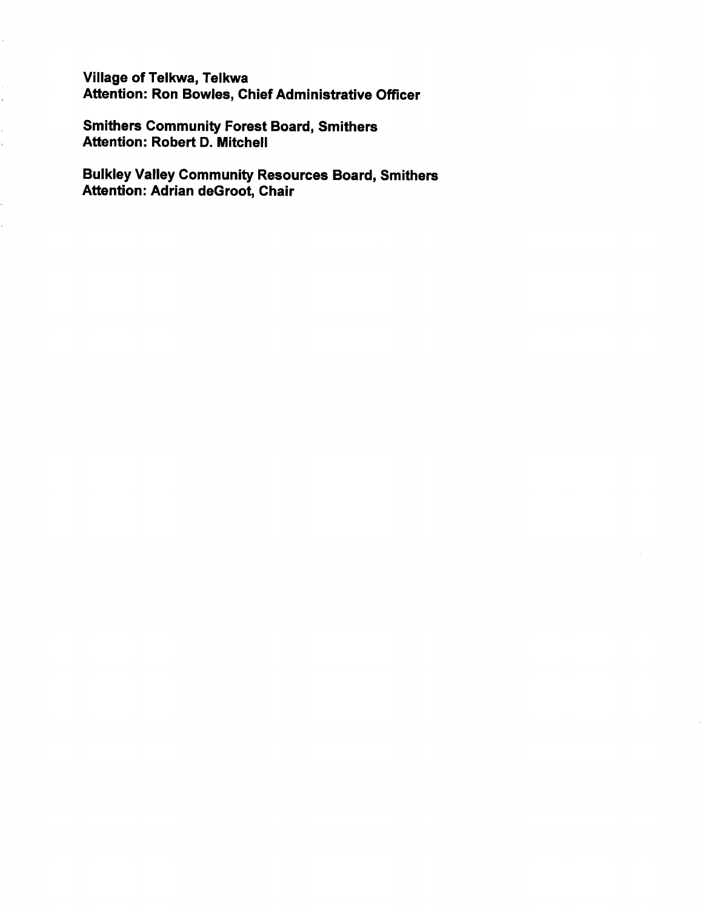**Village of Telkwa, Telkwa**
**Attention: Ron Bowles, Chief Administrative Officer**

**Smithers Community Forest Board, Smithers**
**Attention: Robert D. Mitchell**

**Bulkley Valley Community Resources Board, Smithers**
**Attention: Adrian deGroot, Chair**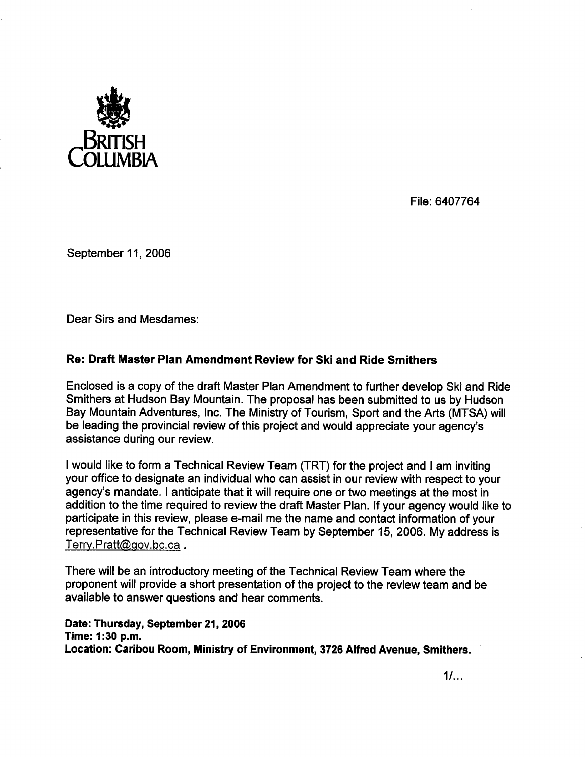BRITISH COLUMBIA

File: 6407764

September 11, 2006

Dear Sirs and Mesdames:

**Re: Draft Master Plan Amendment Review for Ski and Ride Smithers**

Enclosed is a copy of the draft Master Plan Amendment to further develop Ski and Ride Smithers at Hudson Bay Mountain. The proposal has been submitted to us by Hudson Bay Mountain Adventures, Inc. The Ministry of Tourism, Sport and the Arts (MTSA) will be leading the provincial review of this project and would appreciate your agency's assistance during our review.

I would like to form a Technical Review Team (TRT) for the project and I am inviting your office to designate an individual who can assist in our review with respect to your agency's mandate. I anticipate that it will require one or two meetings at the most in addition to the time required to review the draft Master Plan. If your agency would like to participate in this review, please e-mail me the name and contact information of your representative for the Technical Review Team by September 15, 2006. My address is Terry.Pratt@gov.bc.ca .

There will be an introductory meeting of the Technical Review Team where the proponent will provide a short presentation of the project to the review team and be available to answer questions and hear comments.

**Date: Thursday, September 21, 2006**
**Time: 1:30 p.m.**
**Location: Caribou Room, Ministry of Environment, 3726 Alfred Avenue, Smithers.**

1/...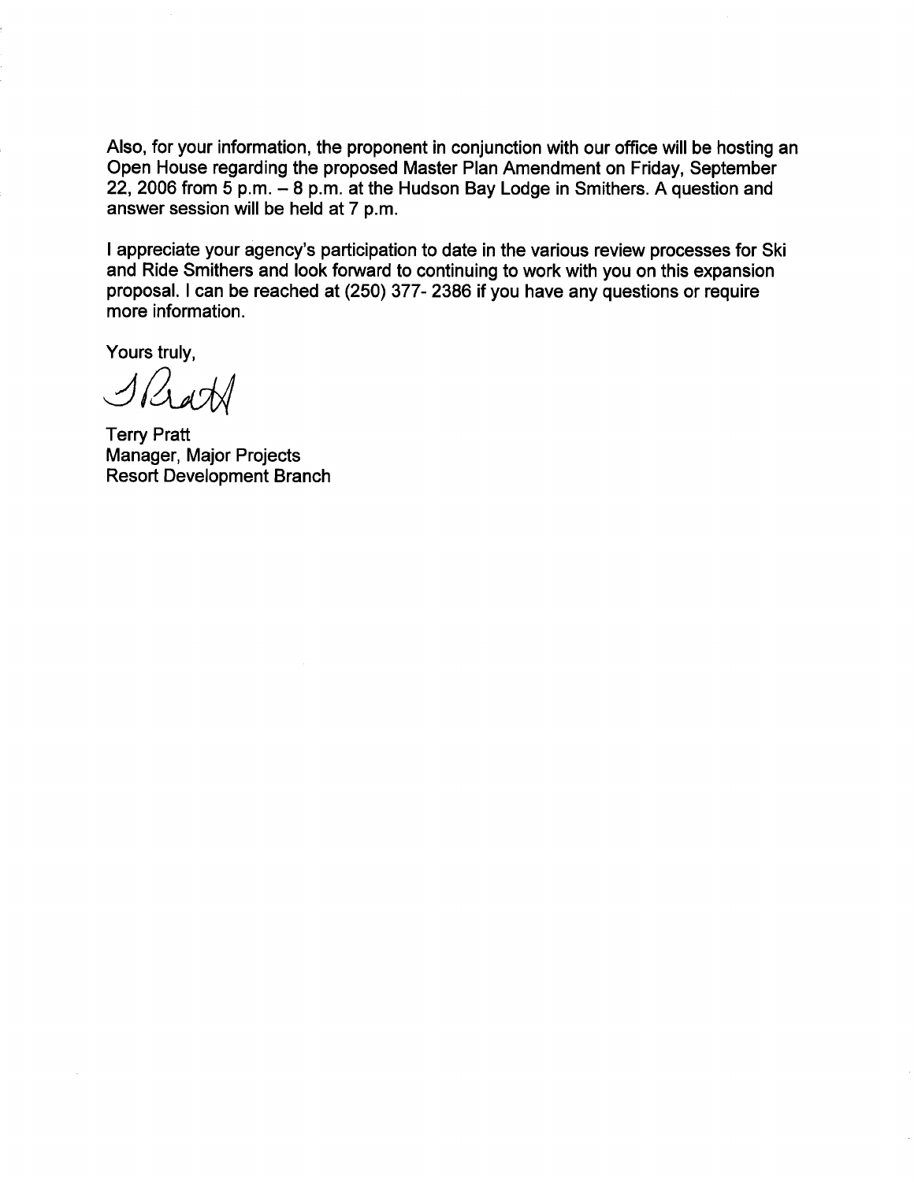Also, for your information, the proponent in conjunction with our office will be hosting an Open House regarding the proposed Master Plan Amendment on Friday, September 22, 2006 from 5 p.m. – 8 p.m. at the Hudson Bay Lodge in Smithers. A question and answer session will be held at 7 p.m.

I appreciate your agency's participation to date in the various review processes for Ski and Ride Smithers and look forward to continuing to work with you on this expansion proposal. I can be reached at (250) 377- 2386 if you have any questions or require more information.

Yours truly,

T Pratt

Terry Pratt
Manager, Major Projects
Resort Development Branch